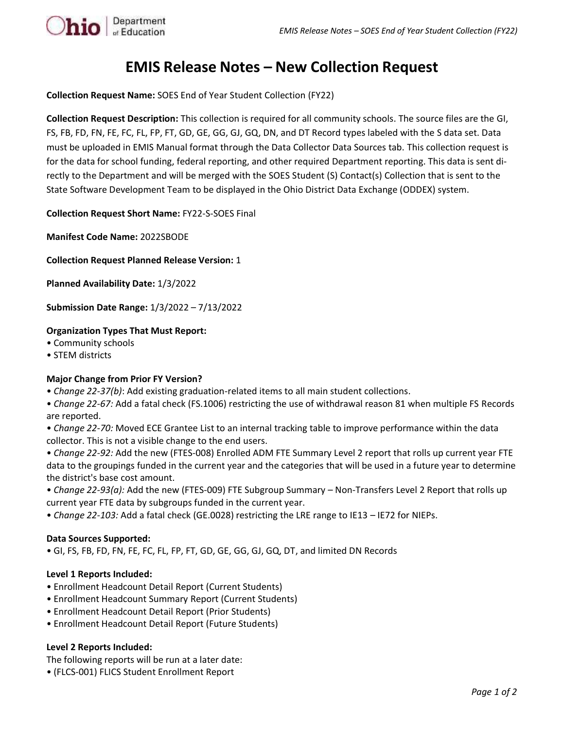# EMIS Release Notes – New Collection Request

**Collection Request Name:** SOES End of Year Student Collection (FY22)

**Collection Request Description:** This collection is required for all community schools. The source files are the GI, FS, FB, FD, FN, FE, FC, FL, FP, FT, GD, GE, GG, GJ, GQ, DN, and DT Record types labeled with the S data set. Data must be uploaded in EMIS Manual format through the Data Collector Data Sources tab. This collection request is for the data for school funding, federal reporting, and other required Department reporting. This data is sent directly to the Department and will be merged with the SOES Student (S) Contact(s) Collection that is sent to the State Software Development Team to be displayed in the Ohio District Data Exchange (ODDEX) system.

**Collection Request Short Name:** FY22-S-SOES Final

**Manifest Code Name:** 2022SBODE

**Collection Request Planned Release Version:** 1

**Planned Availability Date:** 1/3/2022

**Submission Date Range:** 1/3/2022 – 7/13/2022

**Organization Types That Must Report:**

- Community schools
- STEM districts

**Major Change from Prior FY Version?**

- *Change 22-37(b)*: Add existing graduation-related items to all main student collections.
- *Change 22-67:* Add a fatal check (FS.1006) restricting the use of withdrawal reason 81 when multiple FS Records are reported.
- *Change 22-70:* Moved ECE Grantee List to an internal tracking table to improve performance within the data collector. This is not a visible change to the end users.
- *Change 22-92:* Add the new (FTES-008) Enrolled ADM FTE Summary Level 2 report that rolls up current year FTE data to the groupings funded in the current year and the categories that will be used in a future year to determine the district's base cost amount.
- *Change 22-93(a):* Add the new (FTES-009) FTE Subgroup Summary – Non-Transfers Level 2 Report that rolls up current year FTE data by subgroups funded in the current year.
- *Change 22-103:* Add a fatal check (GE.0028) restricting the LRE range to IE13 – IE72 for NIEPs.

**Data Sources Supported:**

- GI, FS, FB, FD, FN, FE, FC, FL, FP, FT, GD, GE, GG, GJ, GQ, DT, and limited DN Records

**Level 1 Reports Included:**

- Enrollment Headcount Detail Report (Current Students)
- Enrollment Headcount Summary Report (Current Students)
- Enrollment Headcount Detail Report (Prior Students)
- Enrollment Headcount Detail Report (Future Students)

**Level 2 Reports Included:**

The following reports will be run at a later date:

- (FLCS-001) FLICS Student Enrollment Report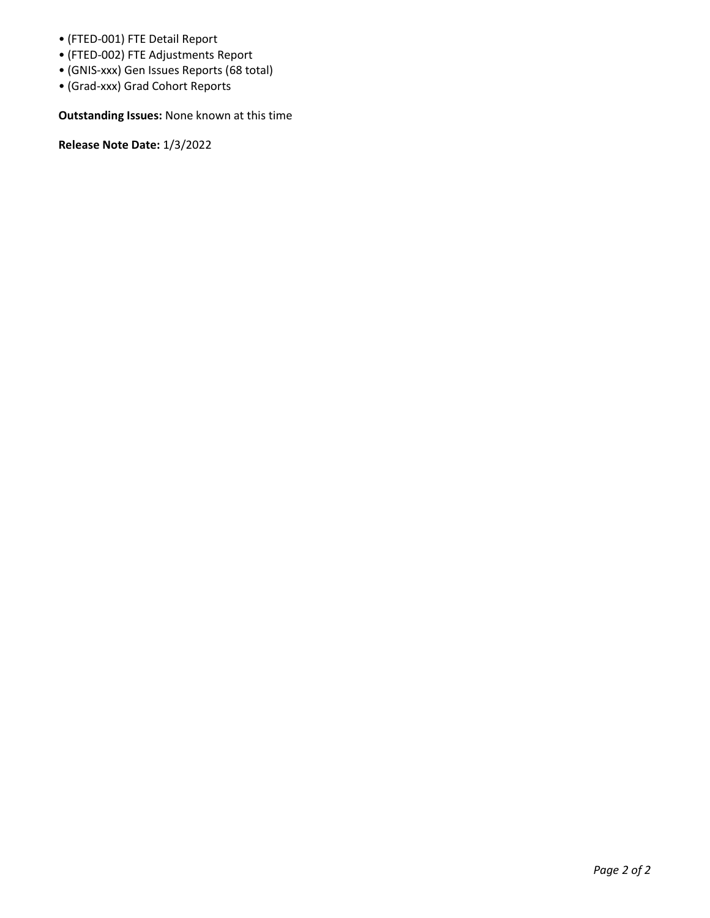- (FTED-001) FTE Detail Report
- (FTED-002) FTE Adjustments Report
- (GNIS-xxx) Gen Issues Reports (68 total)
- (Grad-xxx) Grad Cohort Reports

**Outstanding Issues:** None known at this time

**Release Note Date:** 1/3/2022